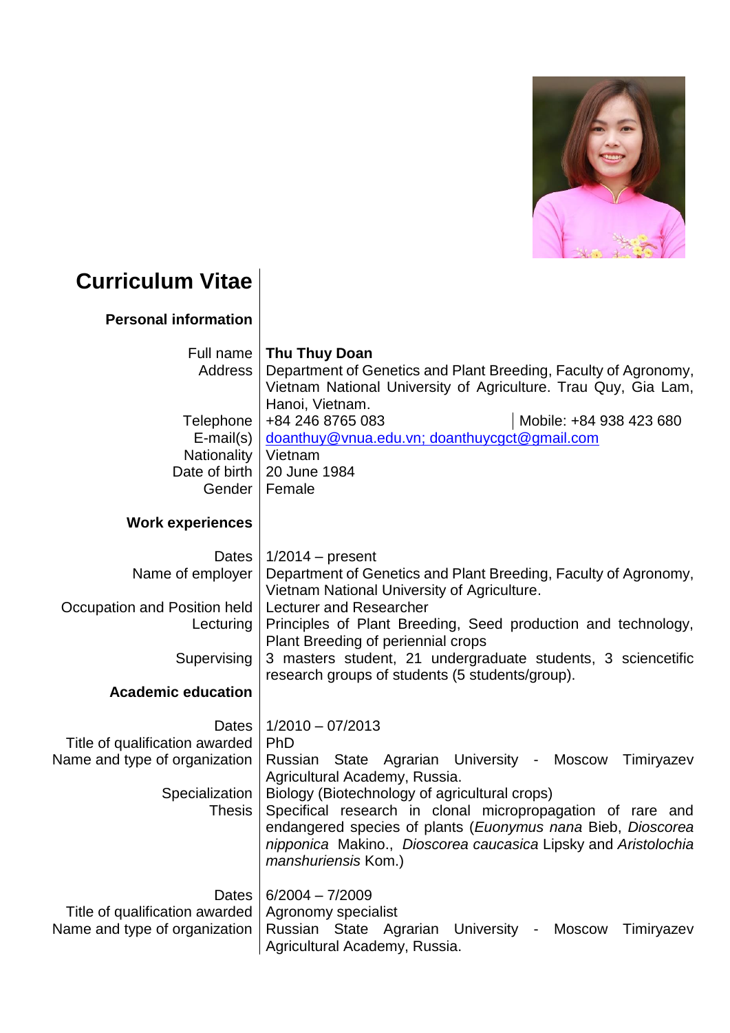# Curriculum Vitae

## Personal information

| | |
|---|---|
| Full name | **Thu Thuy Doan** |
| Address | Department of Genetics and Plant Breeding, Faculty of Agronomy, Vietnam National University of Agriculture. Trau Quy, Gia Lam, Hanoi, Vietnam. |
| Telephone | +84 246 8765 083 &#124; Mobile: +84 938 423 680 |
| E-mail(s) | doanthuy@vnua.edu.vn; doanthuycgct@gmail.com |
| Nationality | Vietnam |
| Date of birth | 20 June 1984 |
| Gender | Female |

## Work experiences

| | |
|---|---|
| Dates | 1/2014 – present |
| Name of employer | Department of Genetics and Plant Breeding, Faculty of Agronomy, Vietnam National University of Agriculture. |
| Occupation and Position held | Lecturer and Researcher |
| Lecturing | Principles of Plant Breeding, Seed production and technology, Plant Breeding of periennial crops |
| Supervising | 3 masters student, 21 undergraduate students, 3 sciencetific research groups of students (5 students/group). |

## Academic education

| | |
|---|---|
| Dates | 1/2010 – 07/2013 |
| Title of qualification awarded | PhD |
| Name and type of organization | Russian State Agrarian University - Moscow Timiryazev Agricultural Academy, Russia. |
| Specialization | Biology (Biotechnology of agricultural crops) |
| Thesis | Specifical research in clonal micropropagation of rare and endangered species of plants (*Euonymus nana* Bieb, *Dioscorea nipponica* Makino., *Dioscorea caucasica* Lipsky and *Aristolochia manshuriensis* Kom.) |

| | |
|---|---|
| Dates | 6/2004 – 7/2009 |
| Title of qualification awarded | Agronomy specialist |
| Name and type of organization | Russian State Agrarian University - Moscow Timiryazev Agricultural Academy, Russia. |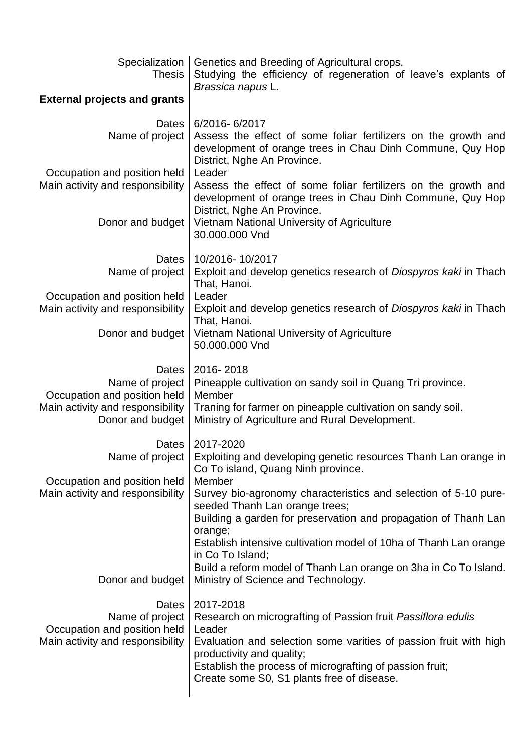| | |
|---|---|
| Specialization | Genetics and Breeding of Agricultural crops. |
| Thesis | Studying the efficiency of regeneration of leave's explants of *Brassica napus* L. |

**External projects and grants**

| | |
|---|---|
| Dates | 6/2016- 6/2017 |
| Name of project | Assess the effect of some foliar fertilizers on the growth and development of orange trees in Chau Dinh Commune, Quy Hop District, Nghe An Province. |
| Occupation and position held | Leader |
| Main activity and responsibility | Assess the effect of some foliar fertilizers on the growth and development of orange trees in Chau Dinh Commune, Quy Hop District, Nghe An Province. |
| Donor and budget | Vietnam National University of Agriculture<br>30.000.000 Vnd |
| | |
| Dates | 10/2016- 10/2017 |
| Name of project | Exploit and develop genetics research of *Diospyros kaki* in Thach That, Hanoi. |
| Occupation and position held | Leader |
| Main activity and responsibility | Exploit and develop genetics research of *Diospyros kaki* in Thach That, Hanoi. |
| Donor and budget | Vietnam National University of Agriculture<br>50.000.000 Vnd |
| | |
| Dates | 2016- 2018 |
| Name of project | Pineapple cultivation on sandy soil in Quang Tri province. |
| Occupation and position held | Member |
| Main activity and responsibility | Traning for farmer on pineapple cultivation on sandy soil. |
| Donor and budget | Ministry of Agriculture and Rural Development. |
| | |
| Dates | 2017-2020 |
| Name of project | Exploiting and developing genetic resources Thanh Lan orange in Co To island, Quang Ninh province. |
| Occupation and position held | Member |
| Main activity and responsibility | Survey bio-agronomy characteristics and selection of 5-10 pure-seeded Thanh Lan orange trees;<br>Building a garden for preservation and propagation of Thanh Lan orange;<br>Establish intensive cultivation model of 10ha of Thanh Lan orange in Co To Island;<br>Build a reform model of Thanh Lan orange on 3ha in Co To Island. |
| Donor and budget | Ministry of Science and Technology. |
| | |
| Dates | 2017-2018 |
| Name of project | Research on micrografting of Passion fruit *Passiflora edulis* |
| Occupation and position held | Leader |
| Main activity and responsibility | Evaluation and selection some varities of passion fruit with high productivity and quality;<br>Establish the process of micrografting of passion fruit;<br>Create some S0, S1 plants free of disease. |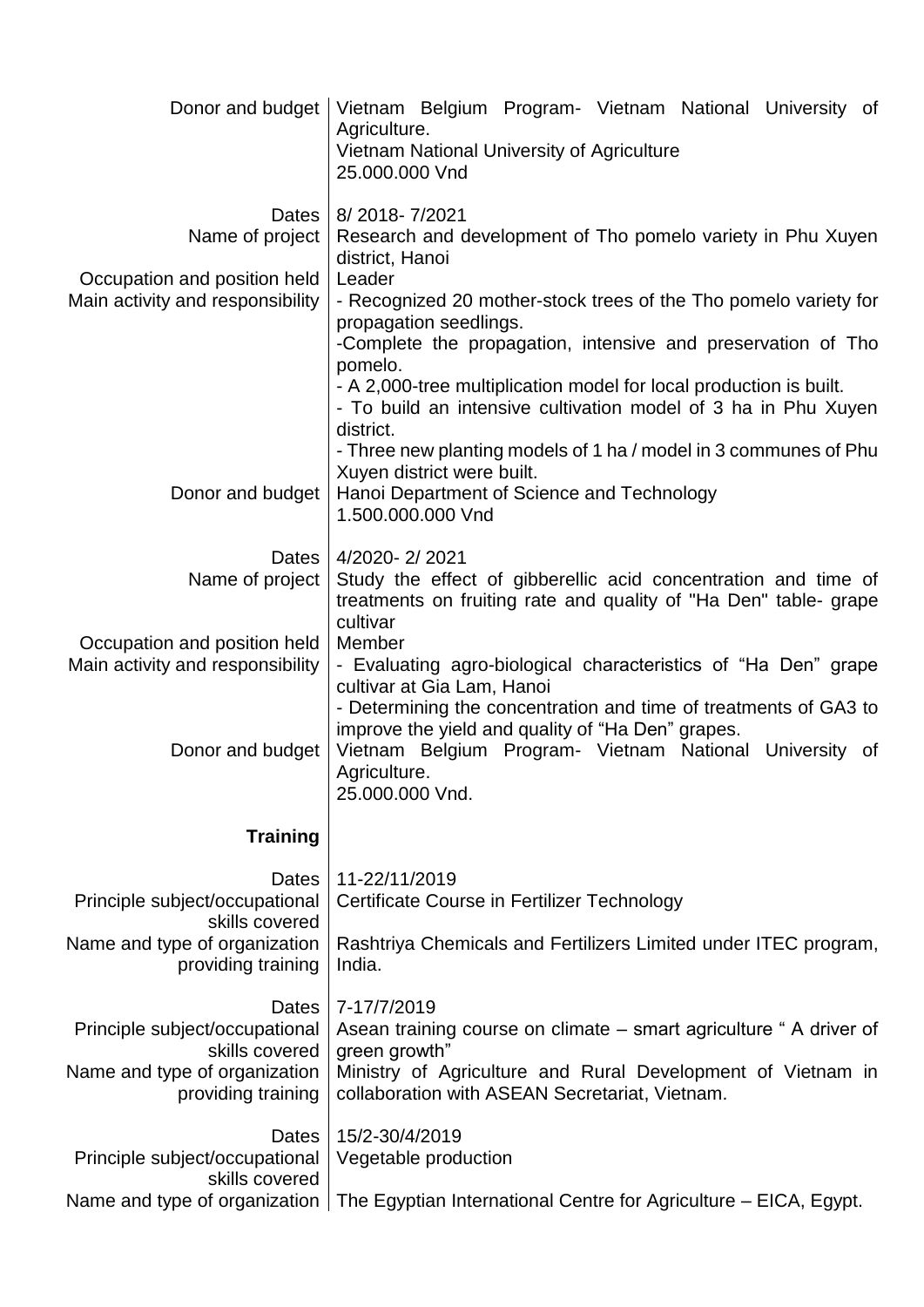| | |
|---|---|
| Donor and budget | Vietnam Belgium Program- Vietnam National University of Agriculture.<br>Vietnam National University of Agriculture<br>25.000.000 Vnd |
| | |
| Dates | 8/ 2018- 7/2021 |
| Name of project | Research and development of Tho pomelo variety in Phu Xuyen district, Hanoi |
| Occupation and position held | Leader |
| Main activity and responsibility | - Recognized 20 mother-stock trees of the Tho pomelo variety for propagation seedlings.<br>-Complete the propagation, intensive and preservation of Tho pomelo.<br>- A 2,000-tree multiplication model for local production is built.<br>- To build an intensive cultivation model of 3 ha in Phu Xuyen district.<br>- Three new planting models of 1 ha / model in 3 communes of Phu Xuyen district were built. |
| Donor and budget | Hanoi Department of Science and Technology<br>1.500.000.000 Vnd |
| | |
| Dates | 4/2020- 2/ 2021 |
| Name of project | Study the effect of gibberellic acid concentration and time of treatments on fruiting rate and quality of "Ha Den" table- grape cultivar |
| Occupation and position held | Member |
| Main activity and responsibility | - Evaluating agro-biological characteristics of "Ha Den" grape cultivar at Gia Lam, Hanoi<br>- Determining the concentration and time of treatments of GA3 to improve the yield and quality of "Ha Den" grapes. |
| Donor and budget | Vietnam Belgium Program- Vietnam National University of Agriculture.<br>25.000.000 Vnd. |

**Training**

| | |
|---|---|
| Dates | 11-22/11/2019 |
| Principle subject/occupational skills covered | Certificate Course in Fertilizer Technology |
| Name and type of organization providing training | Rashtriya Chemicals and Fertilizers Limited under ITEC program, India. |
| | |
| Dates | 7-17/7/2019 |
| Principle subject/occupational skills covered | Asean training course on climate – smart agriculture " A driver of green growth" |
| Name and type of organization providing training | Ministry of Agriculture and Rural Development of Vietnam in collaboration with ASEAN Secretariat, Vietnam. |
| | |
| Dates | 15/2-30/4/2019 |
| Principle subject/occupational skills covered | Vegetable production |
| Name and type of organization | The Egyptian International Centre for Agriculture – EICA, Egypt. |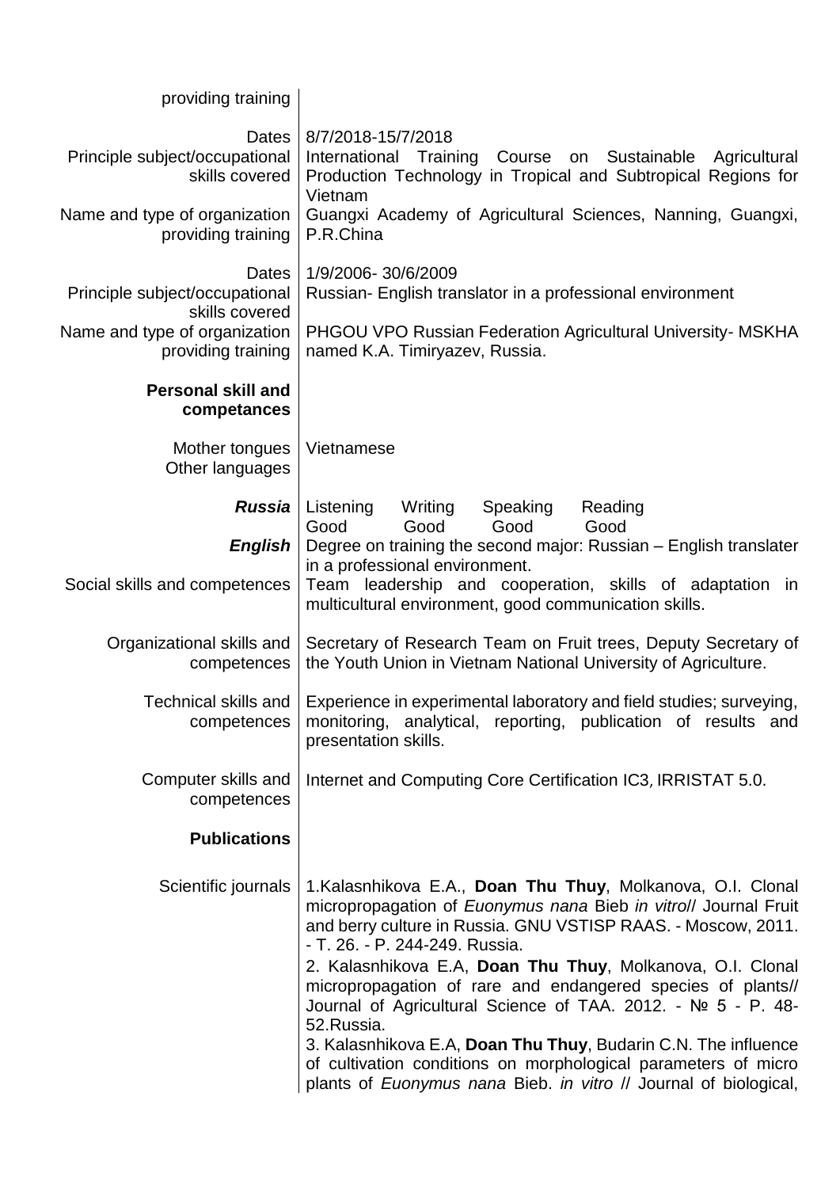| | |
|---|---|
| providing training | |
| Dates | 8/7/2018-15/7/2018 |
| Principle subject/occupational skills covered | International Training Course on Sustainable Agricultural Production Technology in Tropical and Subtropical Regions for Vietnam |
| Name and type of organization providing training | Guangxi Academy of Agricultural Sciences, Nanning, Guangxi, P.R.China |
| Dates | 1/9/2006- 30/6/2009 |
| Principle subject/occupational skills covered | Russian- English translator in a professional environment |
| Name and type of organization providing training | PHGOU VPO Russian Federation Agricultural University- MSKHA named K.A. Timiryazev, Russia. |

**Personal skill and competances**

| | |
|---|---|
| Mother tongues | Vietnamese |
| Other languages | |
| ***Russia*** | Listening Writing Speaking Reading<br>Good Good Good Good |
| ***English*** | Degree on training the second major: Russian – English translater in a professional environment. |
| Social skills and competences | Team leadership and cooperation, skills of adaptation in multicultural environment, good communication skills. |
| Organizational skills and competences | Secretary of Research Team on Fruit trees, Deputy Secretary of the Youth Union in Vietnam National University of Agriculture. |
| Technical skills and competences | Experience in experimental laboratory and field studies; surveying, monitoring, analytical, reporting, publication of results and presentation skills. |
| Computer skills and competences | Internet and Computing Core Certification IC3, IRRISTAT 5.0. |

**Publications**

Scientific journals

1.Kalasnhikova E.A., **Doan Thu Thuy**, Molkanova, O.I. Clonal micropropagation of *Euonymus nana* Bieb *in vitro*// Journal Fruit and berry culture in Russia. GNU VSTISP RAAS. - Moscow, 2011. - T. 26. - P. 244-249. Russia.

2. Kalasnhikova E.A, **Doan Thu Thuy**, Molkanova, O.I. Clonal micropropagation of rare and endangered species of plants// Journal of Agricultural Science of TAA. 2012. - № 5 - P. 48-52.Russia.

3. Kalasnhikova E.A, **Doan Thu Thuy**, Budarin C.N. The influence of cultivation conditions on morphological parameters of micro plants of *Euonymus nana* Bieb. *in vitro* // Journal of biological,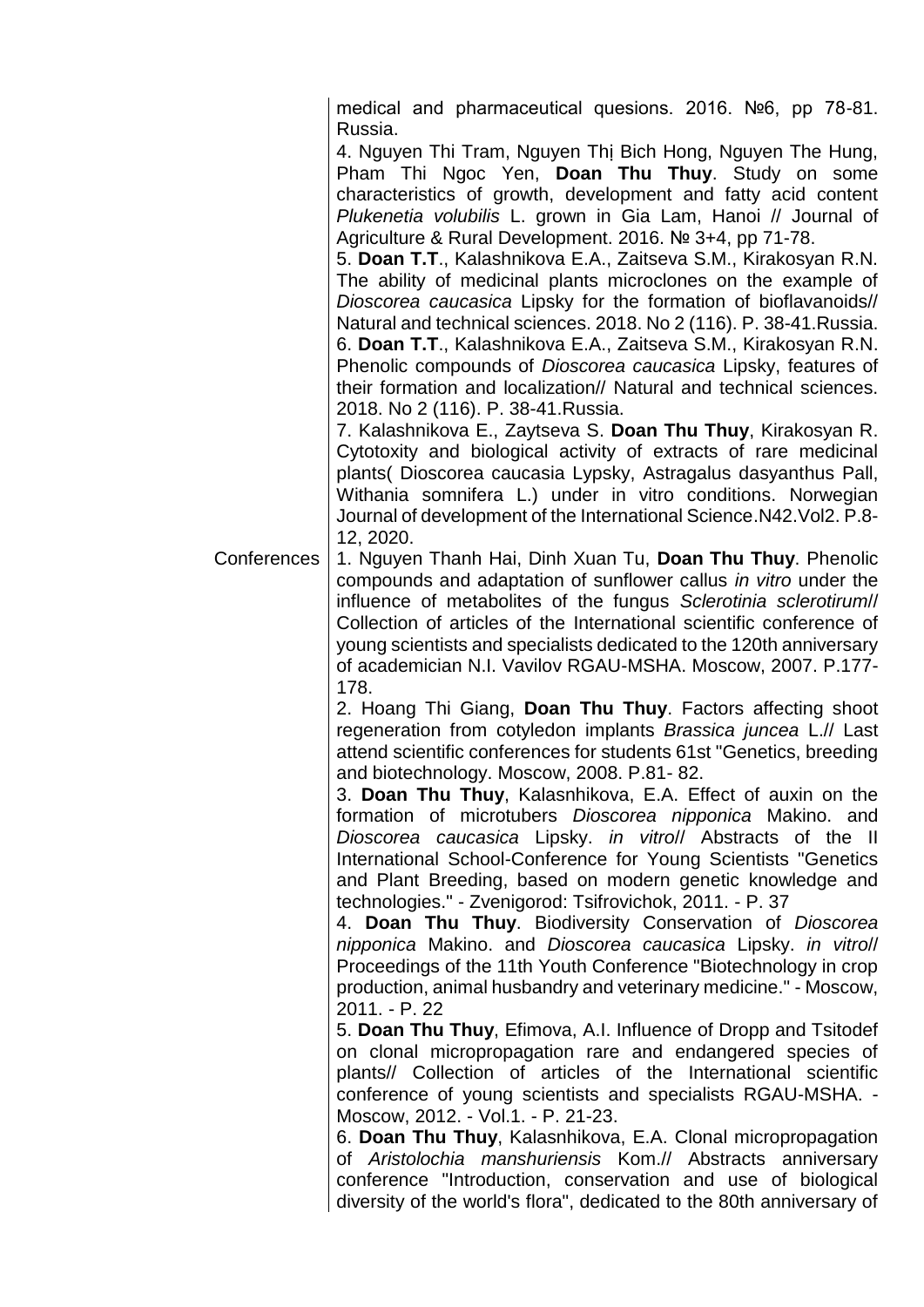| | |
|---|---|
| | medical and pharmaceutical quesions. 2016. №6, pp 78-81. Russia.<br>4. Nguyen Thi Tram, Nguyen Thị Bich Hong, Nguyen The Hung, Pham Thi Ngoc Yen, **Doan Thu Thuy**. Study on some characteristics of growth, development and fatty acid content *Plukenetia volubilis* L. grown in Gia Lam, Hanoi // Journal of Agriculture & Rural Development. 2016. № 3+4, pp 71-78.<br>5. **Doan T.T**., Kalashnikova E.A., Zaitseva S.M., Kirakosyan R.N. The ability of medicinal plants microclones on the example of *Dioscorea caucasica* Lipsky for the formation of bioflavanoids// Natural and technical sciences. 2018. No 2 (116). P. 38-41.Russia.<br>6. **Doan T.T**., Kalashnikova E.A., Zaitseva S.M., Kirakosyan R.N. Phenolic compounds of *Dioscorea caucasica* Lipsky, features of their formation and localization// Natural and technical sciences. 2018. No 2 (116). P. 38-41.Russia.<br>7. Kalashnikova E., Zaytseva S. **Doan Thu Thuy**, Kirakosyan R. Cytotoxity and biological activity of extracts of rare medicinal plants( Dioscorea caucasia Lypsky, Astragalus dasyanthus Pall, Withania somnifera L.) under in vitro conditions. Norwegian Journal of development of the International Science.N42.Vol2. P.8-12, 2020. |
| Conferences | 1. Nguyen Thanh Hai, Dinh Xuan Tu, **Doan Thu Thuy**. Phenolic compounds and adaptation of sunflower callus *in vitro* under the influence of metabolites of the fungus *Sclerotinia sclerotirum*// Collection of articles of the International scientific conference of young scientists and specialists dedicated to the 120th anniversary of academician N.I. Vavilov RGAU-MSHA. Moscow, 2007. P.177-178.<br>2. Hoang Thi Giang, **Doan Thu Thuy**. Factors affecting shoot regeneration from cotyledon implants *Brassica juncea* L.// Last attend scientific conferences for students 61st "Genetics, breeding and biotechnology. Moscow, 2008. P.81- 82.<br>3. **Doan Thu Thuy**, Kalasnhikova, E.A. Effect of auxin on the formation of microtubers *Dioscorea nipponica* Makino. and *Dioscorea caucasica* Lipsky. *in vitro*// Abstracts of the II International School-Conference for Young Scientists "Genetics and Plant Breeding, based on modern genetic knowledge and technologies." - Zvenigorod: Tsifrovichok, 2011. - P. 37<br>4. **Doan Thu Thuy**. Biodiversity Conservation of *Dioscorea nipponica* Makino. and *Dioscorea caucasica* Lipsky. *in vitro*// Proceedings of the 11th Youth Conference "Biotechnology in crop production, animal husbandry and veterinary medicine." - Moscow, 2011. - P. 22<br>5. **Doan Thu Thuy**, Efimova, A.I. Influence of Dropp and Tsitodef on clonal micropropagation rare and endangered species of plants// Collection of articles of the International scientific conference of young scientists and specialists RGAU-MSHA. - Moscow, 2012. - Vol.1. - P. 21-23.<br>6. **Doan Thu Thuy**, Kalasnhikova, E.A. Clonal micropropagation of *Aristolochia manshuriensis* Kom.// Abstracts anniversary conference "Introduction, conservation and use of biological diversity of the world's flora", dedicated to the 80th anniversary of |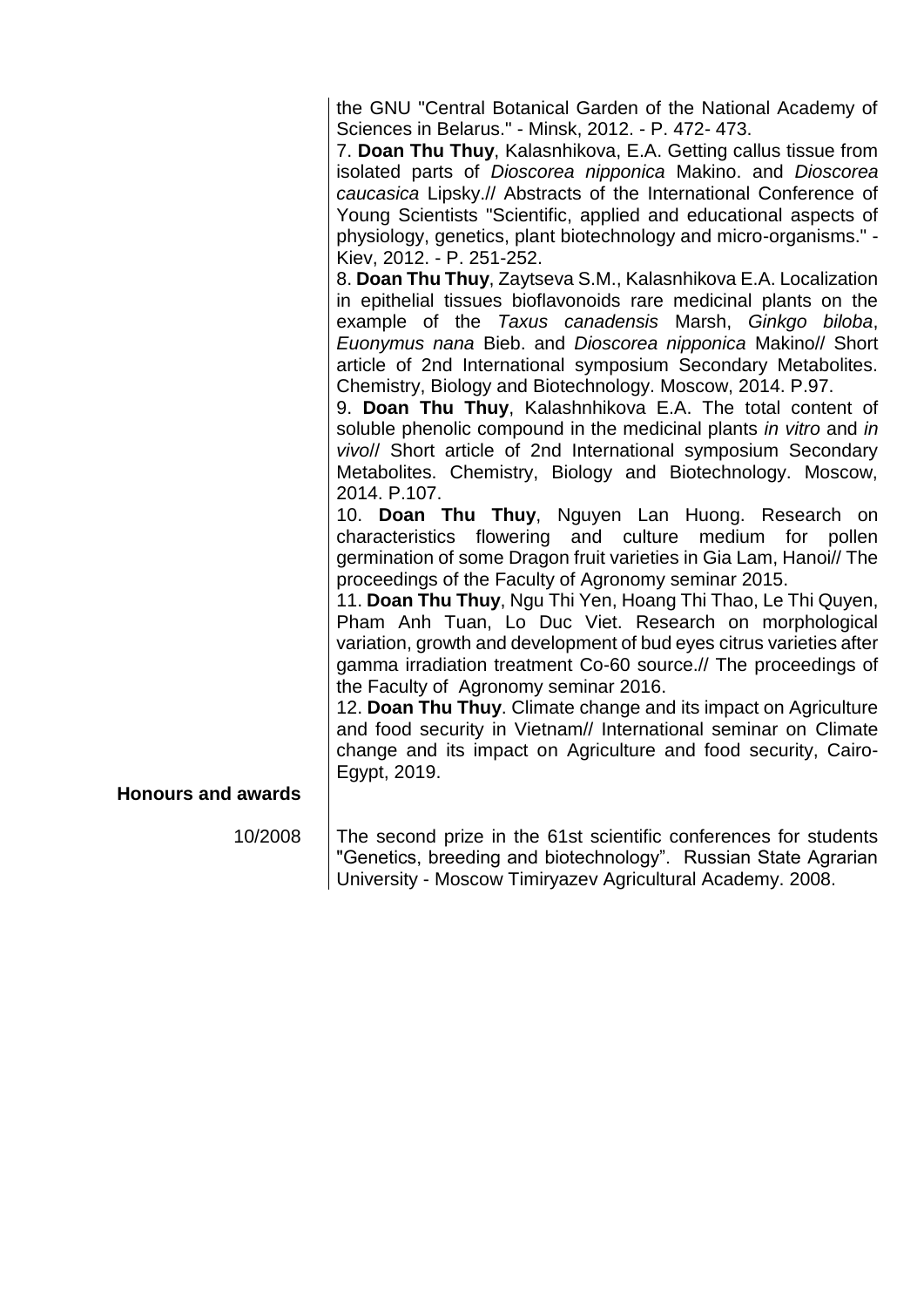the GNU "Central Botanical Garden of the National Academy of Sciences in Belarus." - Minsk, 2012. - P. 472- 473.

7. **Doan Thu Thuy**, Kalasnhikova, E.A. Getting callus tissue from isolated parts of *Dioscorea nipponica* Makino. and *Dioscorea caucasica* Lipsky.// Abstracts of the International Conference of Young Scientists "Scientific, applied and educational aspects of physiology, genetics, plant biotechnology and micro-organisms." - Kiev, 2012. - P. 251-252.

8. **Doan Thu Thuy**, Zaytseva S.M., Kalasnhikova E.A. Localization in epithelial tissues bioflavonoids rare medicinal plants on the example of the *Taxus canadensis* Marsh, *Ginkgo biloba*, *Euonymus nana* Bieb. and *Dioscorea nipponica* Makino// Short article of 2nd International symposium Secondary Metabolites. Chemistry, Biology and Biotechnology. Moscow, 2014. P.97.

9. **Doan Thu Thuy**, Kalashnhikova E.A. The total content of soluble phenolic compound in the medicinal plants *in vitro* and *in vivo*// Short article of 2nd International symposium Secondary Metabolites. Chemistry, Biology and Biotechnology. Moscow, 2014. P.107.

10. **Doan Thu Thuy**, Nguyen Lan Huong. Research on characteristics flowering and culture medium for pollen germination of some Dragon fruit varieties in Gia Lam, Hanoi// The proceedings of the Faculty of Agronomy seminar 2015.

11. **Doan Thu Thuy**, Ngu Thi Yen, Hoang Thi Thao, Le Thi Quyen, Pham Anh Tuan, Lo Duc Viet. Research on morphological variation, growth and development of bud eyes citrus varieties after gamma irradiation treatment Co-60 source.// The proceedings of the Faculty of Agronomy seminar 2016.

12. **Doan Thu Thuy**. Climate change and its impact on Agriculture and food security in Vietnam// International seminar on Climate change and its impact on Agriculture and food security, Cairo-Egypt, 2019.

**Honours and awards**

10/2008 — The second prize in the 61st scientific conferences for students "Genetics, breeding and biotechnology". Russian State Agrarian University - Moscow Timiryazev Agricultural Academy. 2008.